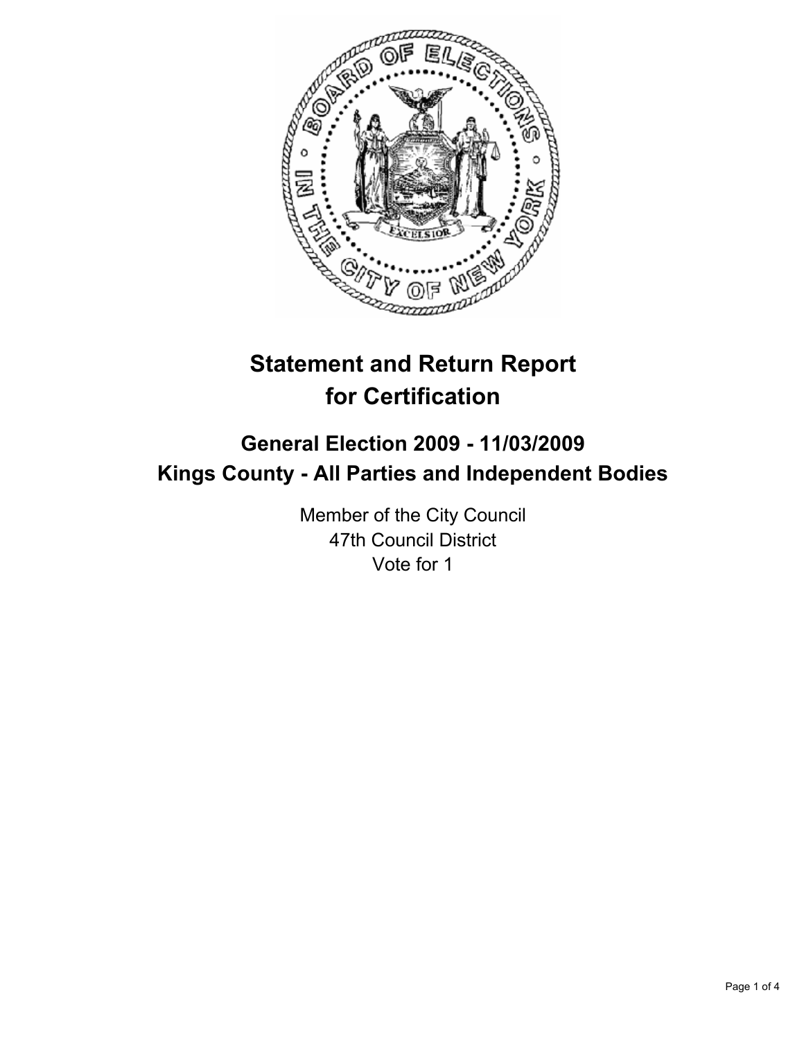# Statement and Return Report for Certification

## General Election 2009 - 11/03/2009
## Kings County - All Parties and Independent Bodies

Member of the City Council
47th Council District
Vote for 1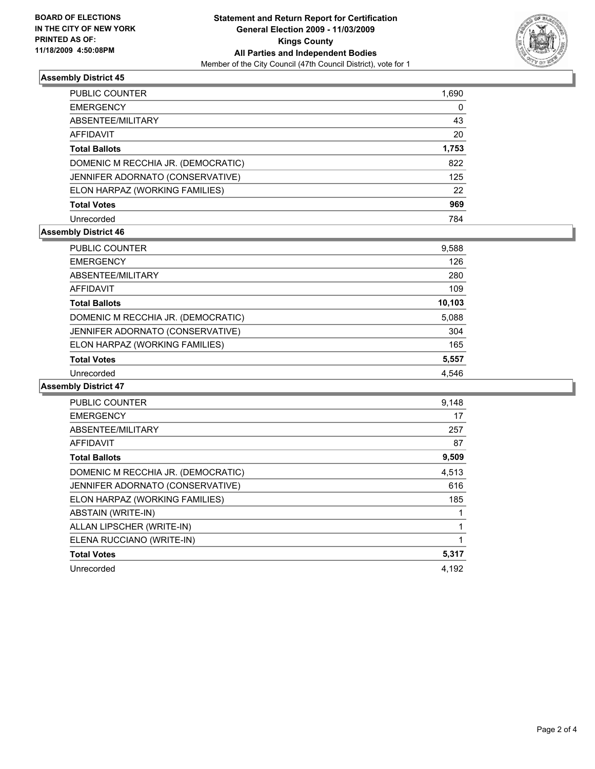BOARD OF ELECTIONS
IN THE CITY OF NEW YORK
PRINTED AS OF:
11/18/2009 4:50:08PM

**Statement and Return Report for Certification**
**General Election 2009 - 11/03/2009**
**Kings County**
**All Parties and Independent Bodies**
Member of the City Council (47th Council District), vote for 1

### Assembly District 45

| | |
|---|---|
| PUBLIC COUNTER | 1,690 |
| EMERGENCY | 0 |
| ABSENTEE/MILITARY | 43 |
| AFFIDAVIT | 20 |
| **Total Ballots** | **1,753** |
| DOMENIC M RECCHIA JR. (DEMOCRATIC) | 822 |
| JENNIFER ADORNATO (CONSERVATIVE) | 125 |
| ELON HARPAZ (WORKING FAMILIES) | 22 |
| **Total Votes** | **969** |
| Unrecorded | 784 |

### Assembly District 46

| | |
|---|---|
| PUBLIC COUNTER | 9,588 |
| EMERGENCY | 126 |
| ABSENTEE/MILITARY | 280 |
| AFFIDAVIT | 109 |
| **Total Ballots** | **10,103** |
| DOMENIC M RECCHIA JR. (DEMOCRATIC) | 5,088 |
| JENNIFER ADORNATO (CONSERVATIVE) | 304 |
| ELON HARPAZ (WORKING FAMILIES) | 165 |
| **Total Votes** | **5,557** |
| Unrecorded | 4,546 |

### Assembly District 47

| | |
|---|---|
| PUBLIC COUNTER | 9,148 |
| EMERGENCY | 17 |
| ABSENTEE/MILITARY | 257 |
| AFFIDAVIT | 87 |
| **Total Ballots** | **9,509** |
| DOMENIC M RECCHIA JR. (DEMOCRATIC) | 4,513 |
| JENNIFER ADORNATO (CONSERVATIVE) | 616 |
| ELON HARPAZ (WORKING FAMILIES) | 185 |
| ABSTAIN (WRITE-IN) | 1 |
| ALLAN LIPSCHER (WRITE-IN) | 1 |
| ELENA RUCCIANO (WRITE-IN) | 1 |
| **Total Votes** | **5,317** |
| Unrecorded | 4,192 |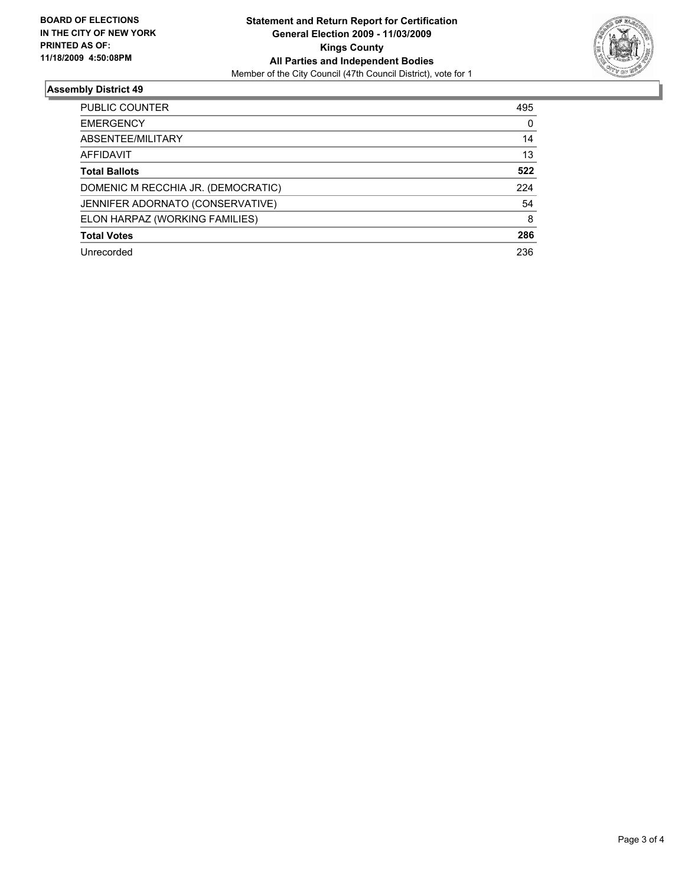**BOARD OF ELECTIONS IN THE CITY OF NEW YORK PRINTED AS OF: 11/18/2009 4:50:08PM**

**Statement and Return Report for Certification**
**General Election 2009 - 11/03/2009**
**Kings County**
**All Parties and Independent Bodies**
Member of the City Council (47th Council District), vote for 1

## Assembly District 49

| | |
|---|---|
| PUBLIC COUNTER | 495 |
| EMERGENCY | 0 |
| ABSENTEE/MILITARY | 14 |
| AFFIDAVIT | 13 |
| **Total Ballots** | **522** |
| DOMENIC M RECCHIA JR. (DEMOCRATIC) | 224 |
| JENNIFER ADORNATO (CONSERVATIVE) | 54 |
| ELON HARPAZ (WORKING FAMILIES) | 8 |
| **Total Votes** | **286** |
| Unrecorded | 236 |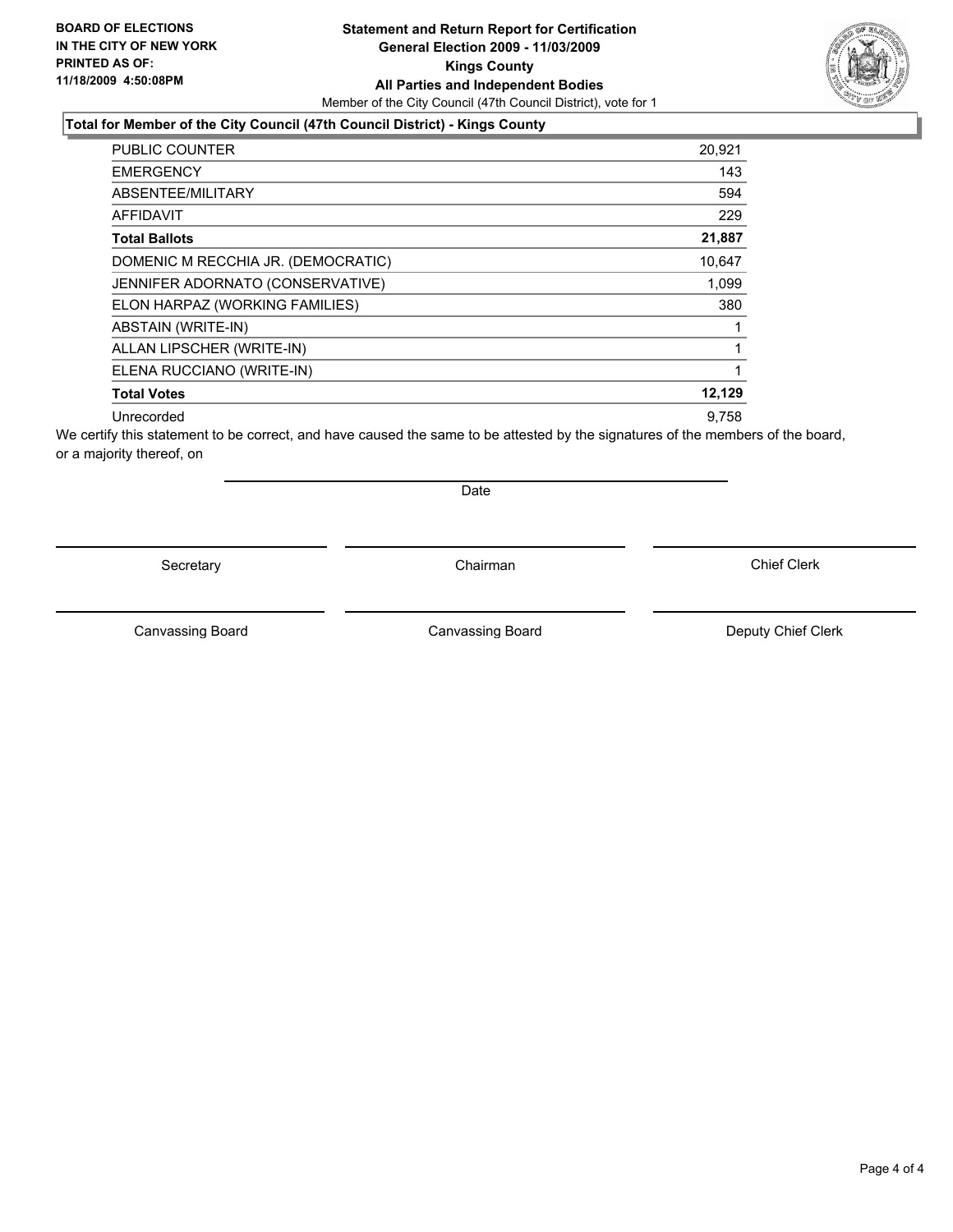**BOARD OF ELECTIONS IN THE CITY OF NEW YORK PRINTED AS OF: 11/18/2009 4:50:08PM**

**Statement and Return Report for Certification**
**General Election 2009 - 11/03/2009**
**Kings County**
**All Parties and Independent Bodies**
Member of the City Council (47th Council District), vote for 1

### Total for Member of the City Council (47th Council District) - Kings County

| | |
|---|---|
| PUBLIC COUNTER | 20,921 |
| EMERGENCY | 143 |
| ABSENTEE/MILITARY | 594 |
| AFFIDAVIT | 229 |
| **Total Ballots** | **21,887** |
| DOMENIC M RECCHIA JR. (DEMOCRATIC) | 10,647 |
| JENNIFER ADORNATO (CONSERVATIVE) | 1,099 |
| ELON HARPAZ (WORKING FAMILIES) | 380 |
| ABSTAIN (WRITE-IN) | 1 |
| ALLAN LIPSCHER (WRITE-IN) | 1 |
| ELENA RUCCIANO (WRITE-IN) | 1 |
| **Total Votes** | **12,129** |
| Unrecorded | 9,758 |

We certify this statement to be correct, and have caused the same to be attested by the signatures of the members of the board, or a majority thereof, on

Date

Secretary | Chairman | Chief Clerk

Canvassing Board | Canvassing Board | Deputy Chief Clerk